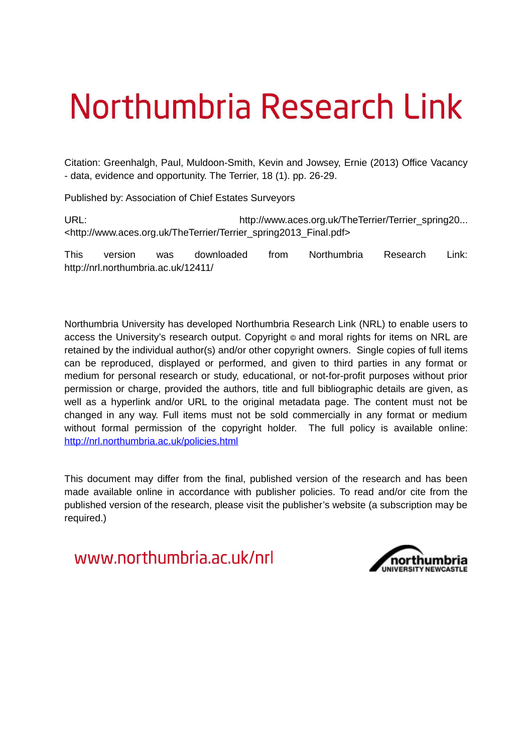# Northumbria Research Link

Citation: Greenhalgh, Paul, Muldoon-Smith, Kevin and Jowsey, Ernie (2013) Office Vacancy - data, evidence and opportunity. The Terrier, 18 (1). pp. 26-29.

Published by: Association of Chief Estates Surveyors

URL: http://www.aces.org.uk/TheTerrier/Terrier_spring20... <http://www.aces.org.uk/TheTerrier/Terrier_spring2013_Final.pdf>

This version was downloaded from Northumbria Research Link: http://nrl.northumbria.ac.uk/12411/

Northumbria University has developed Northumbria Research Link (NRL) to enable users to access the University's research output. Copyright © and moral rights for items on NRL are retained by the individual author(s) and/or other copyright owners. Single copies of full items can be reproduced, displayed or performed, and given to third parties in any format or medium for personal research or study, educational, or not-for-profit purposes without prior permission or charge, provided the authors, title and full bibliographic details are given, as well as a hyperlink and/or URL to the original metadata page. The content must not be changed in any way. Full items must not be sold commercially in any format or medium without formal permission of the copyright holder. The full policy is available online: http://nrl.northumbria.ac.uk/policies.html

This document may differ from the final, published version of the research and has been made available online in accordance with publisher policies. To read and/or cite from the published version of the research, please visit the publisher's website (a subscription may be required.)

www.northumbria.ac.uk/nrl

northumbria UNIVERSITY NEWCASTLE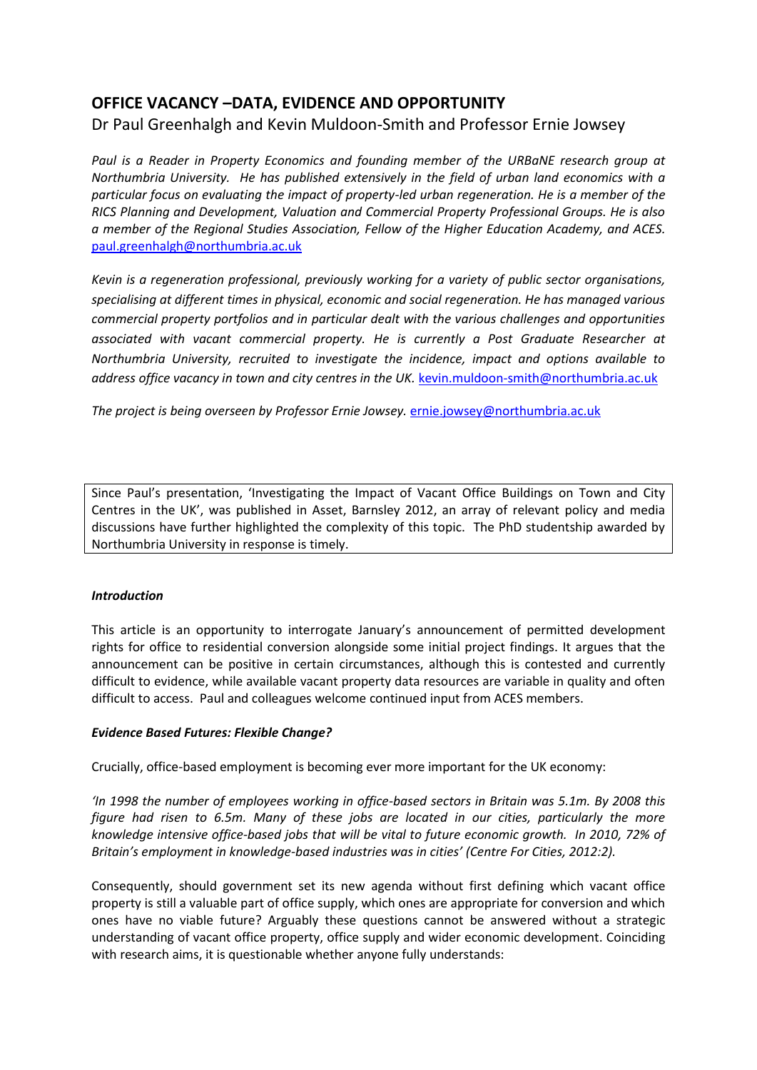# OFFICE VACANCY –DATA, EVIDENCE AND OPPORTUNITY

Dr Paul Greenhalgh and Kevin Muldoon-Smith and Professor Ernie Jowsey

*Paul is a Reader in Property Economics and founding member of the URBaNE research group at Northumbria University. He has published extensively in the field of urban land economics with a particular focus on evaluating the impact of property-led urban regeneration. He is a member of the RICS Planning and Development, Valuation and Commercial Property Professional Groups. He is also a member of the Regional Studies Association, Fellow of the Higher Education Academy, and ACES.* paul.greenhalgh@northumbria.ac.uk

*Kevin is a regeneration professional, previously working for a variety of public sector organisations, specialising at different times in physical, economic and social regeneration. He has managed various commercial property portfolios and in particular dealt with the various challenges and opportunities associated with vacant commercial property. He is currently a Post Graduate Researcher at Northumbria University, recruited to investigate the incidence, impact and options available to address office vacancy in town and city centres in the UK.* kevin.muldoon-smith@northumbria.ac.uk

*The project is being overseen by Professor Ernie Jowsey.* ernie.jowsey@northumbria.ac.uk

Since Paul's presentation, 'Investigating the Impact of Vacant Office Buildings on Town and City Centres in the UK', was published in Asset, Barnsley 2012, an array of relevant policy and media discussions have further highlighted the complexity of this topic. The PhD studentship awarded by Northumbria University in response is timely.

### *Introduction*

This article is an opportunity to interrogate January's announcement of permitted development rights for office to residential conversion alongside some initial project findings. It argues that the announcement can be positive in certain circumstances, although this is contested and currently difficult to evidence, while available vacant property data resources are variable in quality and often difficult to access. Paul and colleagues welcome continued input from ACES members.

### *Evidence Based Futures: Flexible Change?*

Crucially, office-based employment is becoming ever more important for the UK economy:

*'In 1998 the number of employees working in office-based sectors in Britain was 5.1m. By 2008 this figure had risen to 6.5m. Many of these jobs are located in our cities, particularly the more knowledge intensive office-based jobs that will be vital to future economic growth. In 2010, 72% of Britain's employment in knowledge-based industries was in cities' (Centre For Cities, 2012:2).*

Consequently, should government set its new agenda without first defining which vacant office property is still a valuable part of office supply, which ones are appropriate for conversion and which ones have no viable future? Arguably these questions cannot be answered without a strategic understanding of vacant office property, office supply and wider economic development. Coinciding with research aims, it is questionable whether anyone fully understands: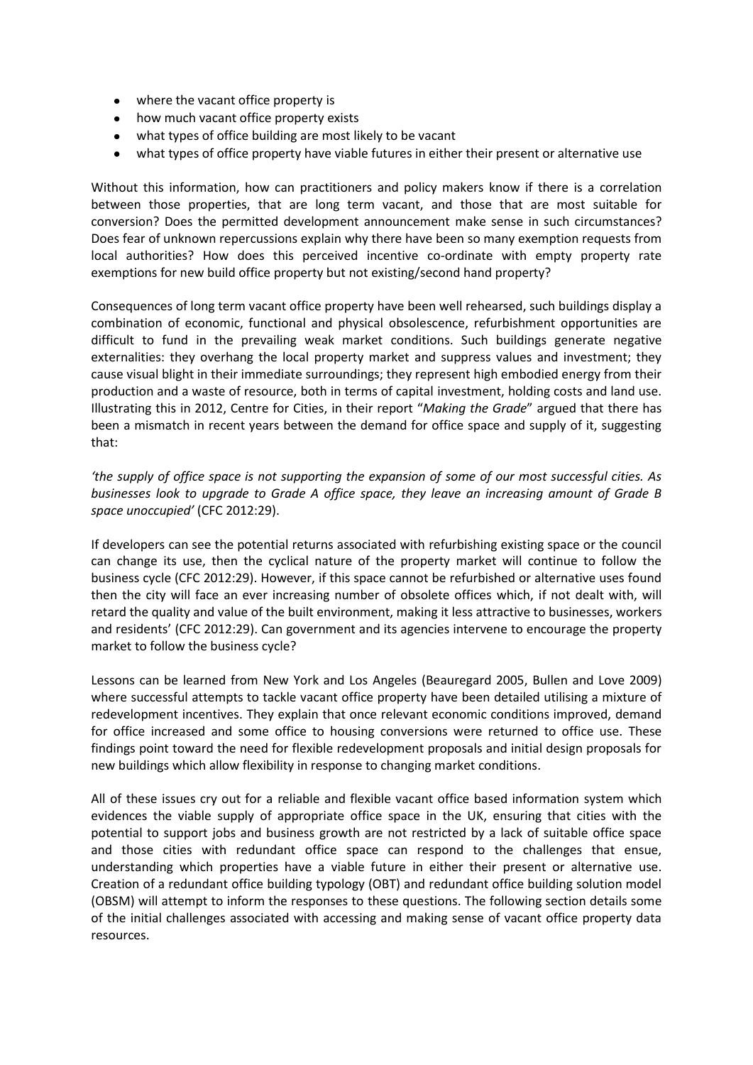- where the vacant office property is
- how much vacant office property exists
- what types of office building are most likely to be vacant
- what types of office property have viable futures in either their present or alternative use

Without this information, how can practitioners and policy makers know if there is a correlation between those properties, that are long term vacant, and those that are most suitable for conversion? Does the permitted development announcement make sense in such circumstances? Does fear of unknown repercussions explain why there have been so many exemption requests from local authorities? How does this perceived incentive co-ordinate with empty property rate exemptions for new build office property but not existing/second hand property?

Consequences of long term vacant office property have been well rehearsed, such buildings display a combination of economic, functional and physical obsolescence, refurbishment opportunities are difficult to fund in the prevailing weak market conditions. Such buildings generate negative externalities: they overhang the local property market and suppress values and investment; they cause visual blight in their immediate surroundings; they represent high embodied energy from their production and a waste of resource, both in terms of capital investment, holding costs and land use. Illustrating this in 2012, Centre for Cities, in their report "*Making the Grade*" argued that there has been a mismatch in recent years between the demand for office space and supply of it, suggesting that:

*'the supply of office space is not supporting the expansion of some of our most successful cities. As businesses look to upgrade to Grade A office space, they leave an increasing amount of Grade B space unoccupied'* (CFC 2012:29).

If developers can see the potential returns associated with refurbishing existing space or the council can change its use, then the cyclical nature of the property market will continue to follow the business cycle (CFC 2012:29). However, if this space cannot be refurbished or alternative uses found then the city will face an ever increasing number of obsolete offices which, if not dealt with, will retard the quality and value of the built environment, making it less attractive to businesses, workers and residents' (CFC 2012:29). Can government and its agencies intervene to encourage the property market to follow the business cycle?

Lessons can be learned from New York and Los Angeles (Beauregard 2005, Bullen and Love 2009) where successful attempts to tackle vacant office property have been detailed utilising a mixture of redevelopment incentives. They explain that once relevant economic conditions improved, demand for office increased and some office to housing conversions were returned to office use. These findings point toward the need for flexible redevelopment proposals and initial design proposals for new buildings which allow flexibility in response to changing market conditions.

All of these issues cry out for a reliable and flexible vacant office based information system which evidences the viable supply of appropriate office space in the UK, ensuring that cities with the potential to support jobs and business growth are not restricted by a lack of suitable office space and those cities with redundant office space can respond to the challenges that ensue, understanding which properties have a viable future in either their present or alternative use. Creation of a redundant office building typology (OBT) and redundant office building solution model (OBSM) will attempt to inform the responses to these questions. The following section details some of the initial challenges associated with accessing and making sense of vacant office property data resources.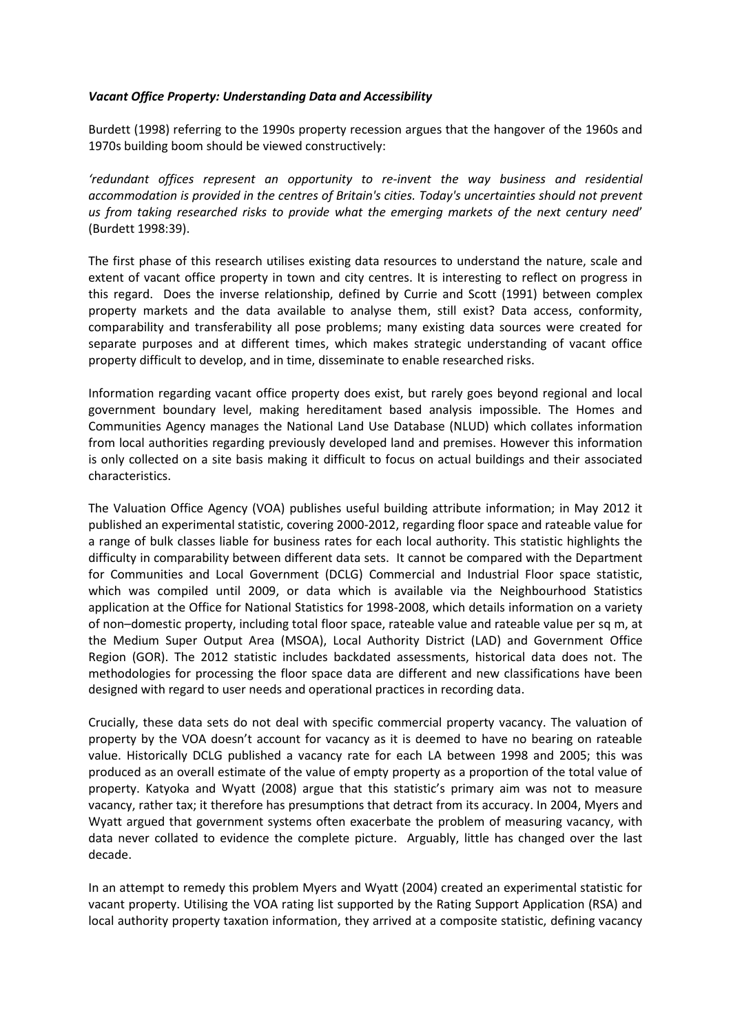### *Vacant Office Property: Understanding Data and Accessibility*

Burdett (1998) referring to the 1990s property recession argues that the hangover of the 1960s and 1970s building boom should be viewed constructively:

*'redundant offices represent an opportunity to re-invent the way business and residential accommodation is provided in the centres of Britain's cities. Today's uncertainties should not prevent us from taking researched risks to provide what the emerging markets of the next century need*' (Burdett 1998:39).

The first phase of this research utilises existing data resources to understand the nature, scale and extent of vacant office property in town and city centres. It is interesting to reflect on progress in this regard. Does the inverse relationship, defined by Currie and Scott (1991) between complex property markets and the data available to analyse them, still exist? Data access, conformity, comparability and transferability all pose problems; many existing data sources were created for separate purposes and at different times, which makes strategic understanding of vacant office property difficult to develop, and in time, disseminate to enable researched risks.

Information regarding vacant office property does exist, but rarely goes beyond regional and local government boundary level, making hereditament based analysis impossible. The Homes and Communities Agency manages the National Land Use Database (NLUD) which collates information from local authorities regarding previously developed land and premises. However this information is only collected on a site basis making it difficult to focus on actual buildings and their associated characteristics.

The Valuation Office Agency (VOA) publishes useful building attribute information; in May 2012 it published an experimental statistic, covering 2000-2012, regarding floor space and rateable value for a range of bulk classes liable for business rates for each local authority. This statistic highlights the difficulty in comparability between different data sets. It cannot be compared with the Department for Communities and Local Government (DCLG) Commercial and Industrial Floor space statistic, which was compiled until 2009, or data which is available via the Neighbourhood Statistics application at the Office for National Statistics for 1998-2008, which details information on a variety of non–domestic property, including total floor space, rateable value and rateable value per sq m, at the Medium Super Output Area (MSOA), Local Authority District (LAD) and Government Office Region (GOR). The 2012 statistic includes backdated assessments, historical data does not. The methodologies for processing the floor space data are different and new classifications have been designed with regard to user needs and operational practices in recording data.

Crucially, these data sets do not deal with specific commercial property vacancy. The valuation of property by the VOA doesn't account for vacancy as it is deemed to have no bearing on rateable value. Historically DCLG published a vacancy rate for each LA between 1998 and 2005; this was produced as an overall estimate of the value of empty property as a proportion of the total value of property. Katyoka and Wyatt (2008) argue that this statistic's primary aim was not to measure vacancy, rather tax; it therefore has presumptions that detract from its accuracy. In 2004, Myers and Wyatt argued that government systems often exacerbate the problem of measuring vacancy, with data never collated to evidence the complete picture. Arguably, little has changed over the last decade.

In an attempt to remedy this problem Myers and Wyatt (2004) created an experimental statistic for vacant property. Utilising the VOA rating list supported by the Rating Support Application (RSA) and local authority property taxation information, they arrived at a composite statistic, defining vacancy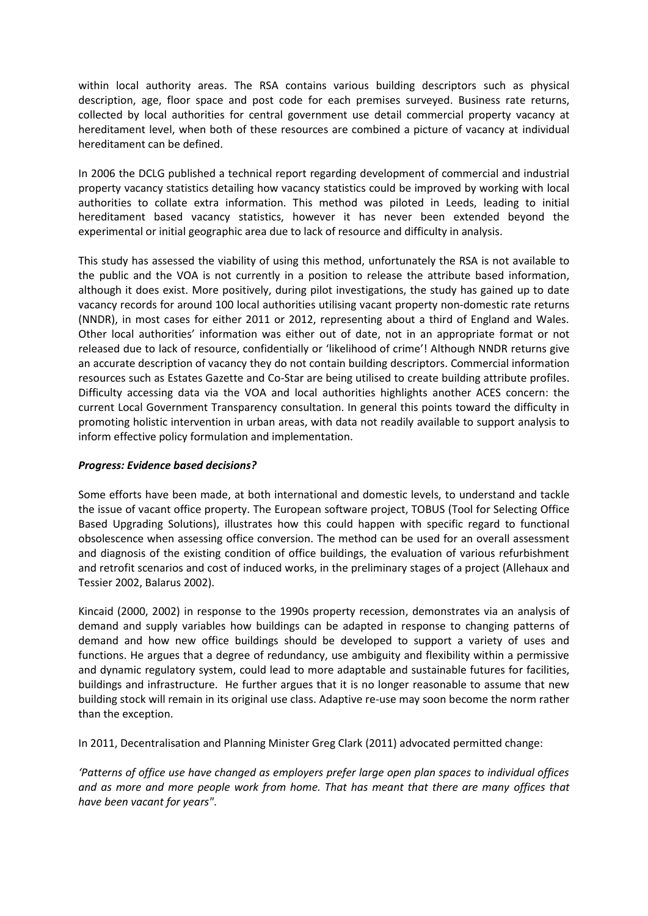within local authority areas. The RSA contains various building descriptors such as physical description, age, floor space and post code for each premises surveyed. Business rate returns, collected by local authorities for central government use detail commercial property vacancy at hereditament level, when both of these resources are combined a picture of vacancy at individual hereditament can be defined.

In 2006 the DCLG published a technical report regarding development of commercial and industrial property vacancy statistics detailing how vacancy statistics could be improved by working with local authorities to collate extra information. This method was piloted in Leeds, leading to initial hereditament based vacancy statistics, however it has never been extended beyond the experimental or initial geographic area due to lack of resource and difficulty in analysis.

This study has assessed the viability of using this method, unfortunately the RSA is not available to the public and the VOA is not currently in a position to release the attribute based information, although it does exist. More positively, during pilot investigations, the study has gained up to date vacancy records for around 100 local authorities utilising vacant property non-domestic rate returns (NNDR), in most cases for either 2011 or 2012, representing about a third of England and Wales. Other local authorities' information was either out of date, not in an appropriate format or not released due to lack of resource, confidentially or 'likelihood of crime'! Although NNDR returns give an accurate description of vacancy they do not contain building descriptors. Commercial information resources such as Estates Gazette and Co-Star are being utilised to create building attribute profiles. Difficulty accessing data via the VOA and local authorities highlights another ACES concern: the current Local Government Transparency consultation. In general this points toward the difficulty in promoting holistic intervention in urban areas, with data not readily available to support analysis to inform effective policy formulation and implementation.

***Progress: Evidence based decisions?***

Some efforts have been made, at both international and domestic levels, to understand and tackle the issue of vacant office property. The European software project, TOBUS (Tool for Selecting Office Based Upgrading Solutions), illustrates how this could happen with specific regard to functional obsolescence when assessing office conversion. The method can be used for an overall assessment and diagnosis of the existing condition of office buildings, the evaluation of various refurbishment and retrofit scenarios and cost of induced works, in the preliminary stages of a project (Allehaux and Tessier 2002, Balarus 2002).

Kincaid (2000, 2002) in response to the 1990s property recession, demonstrates via an analysis of demand and supply variables how buildings can be adapted in response to changing patterns of demand and how new office buildings should be developed to support a variety of uses and functions. He argues that a degree of redundancy, use ambiguity and flexibility within a permissive and dynamic regulatory system, could lead to more adaptable and sustainable futures for facilities, buildings and infrastructure. He further argues that it is no longer reasonable to assume that new building stock will remain in its original use class. Adaptive re-use may soon become the norm rather than the exception.

In 2011, Decentralisation and Planning Minister Greg Clark (2011) advocated permitted change:

*'Patterns of office use have changed as employers prefer large open plan spaces to individual offices and as more and more people work from home. That has meant that there are many offices that have been vacant for years"*.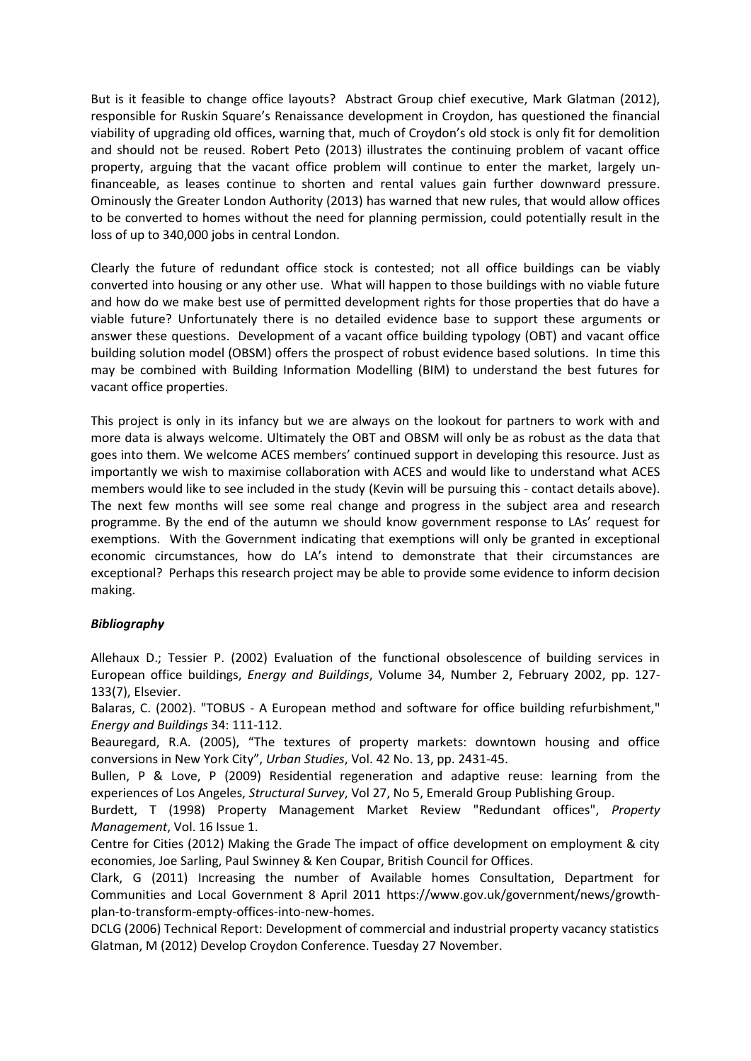But is it feasible to change office layouts? Abstract Group chief executive, Mark Glatman (2012), responsible for Ruskin Square's Renaissance development in Croydon, has questioned the financial viability of upgrading old offices, warning that, much of Croydon's old stock is only fit for demolition and should not be reused. Robert Peto (2013) illustrates the continuing problem of vacant office property, arguing that the vacant office problem will continue to enter the market, largely un-financeable, as leases continue to shorten and rental values gain further downward pressure. Ominously the Greater London Authority (2013) has warned that new rules, that would allow offices to be converted to homes without the need for planning permission, could potentially result in the loss of up to 340,000 jobs in central London.

Clearly the future of redundant office stock is contested; not all office buildings can be viably converted into housing or any other use. What will happen to those buildings with no viable future and how do we make best use of permitted development rights for those properties that do have a viable future? Unfortunately there is no detailed evidence base to support these arguments or answer these questions. Development of a vacant office building typology (OBT) and vacant office building solution model (OBSM) offers the prospect of robust evidence based solutions. In time this may be combined with Building Information Modelling (BIM) to understand the best futures for vacant office properties.

This project is only in its infancy but we are always on the lookout for partners to work with and more data is always welcome. Ultimately the OBT and OBSM will only be as robust as the data that goes into them. We welcome ACES members' continued support in developing this resource. Just as importantly we wish to maximise collaboration with ACES and would like to understand what ACES members would like to see included in the study (Kevin will be pursuing this - contact details above). The next few months will see some real change and progress in the subject area and research programme. By the end of the autumn we should know government response to LAs' request for exemptions. With the Government indicating that exemptions will only be granted in exceptional economic circumstances, how do LA's intend to demonstrate that their circumstances are exceptional? Perhaps this research project may be able to provide some evidence to inform decision making.

***Bibliography***

Allehaux D.; Tessier P. (2002) Evaluation of the functional obsolescence of building services in European office buildings, *Energy and Buildings*, Volume 34, Number 2, February 2002, pp. 127-133(7), Elsevier.

Balaras, C. (2002). "TOBUS - A European method and software for office building refurbishment," *Energy and Buildings* 34: 111-112.

Beauregard, R.A. (2005), "The textures of property markets: downtown housing and office conversions in New York City", *Urban Studies*, Vol. 42 No. 13, pp. 2431-45.

Bullen, P & Love, P (2009) Residential regeneration and adaptive reuse: learning from the experiences of Los Angeles, *Structural Survey*, Vol 27, No 5, Emerald Group Publishing Group.

Burdett, T (1998) Property Management Market Review "Redundant offices", *Property Management*, Vol. 16 Issue 1.

Centre for Cities (2012) Making the Grade The impact of office development on employment & city economies, Joe Sarling, Paul Swinney & Ken Coupar, British Council for Offices.

Clark, G (2011) Increasing the number of Available homes Consultation, Department for Communities and Local Government 8 April 2011 https://www.gov.uk/government/news/growth-plan-to-transform-empty-offices-into-new-homes.

DCLG (2006) Technical Report: Development of commercial and industrial property vacancy statistics

Glatman, M (2012) Develop Croydon Conference. Tuesday 27 November.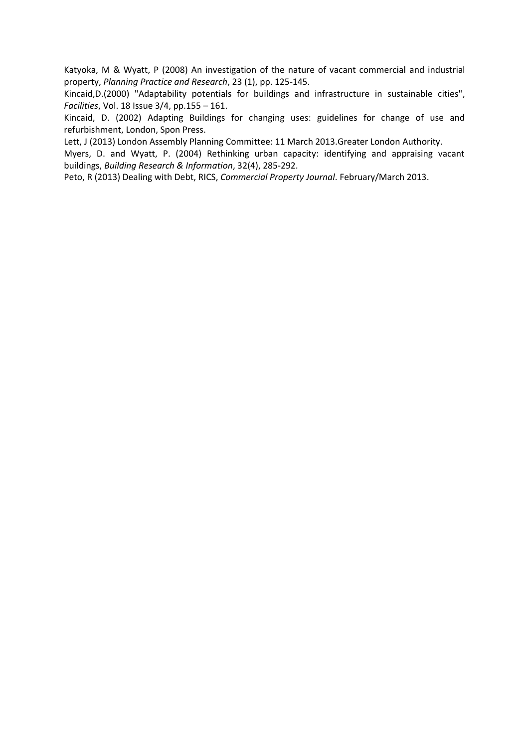Katyoka, M & Wyatt, P (2008) An investigation of the nature of vacant commercial and industrial property, *Planning Practice and Research*, 23 (1), pp. 125-145.

Kincaid,D.(2000) "Adaptability potentials for buildings and infrastructure in sustainable cities", *Facilities*, Vol. 18 Issue 3/4, pp.155 – 161.

Kincaid, D. (2002) Adapting Buildings for changing uses: guidelines for change of use and refurbishment, London, Spon Press.

Lett, J (2013) London Assembly Planning Committee: 11 March 2013.Greater London Authority.

Myers, D. and Wyatt, P. (2004) Rethinking urban capacity: identifying and appraising vacant buildings, *Building Research & Information*, 32(4), 285-292.

Peto, R (2013) Dealing with Debt, RICS, *Commercial Property Journal*. February/March 2013.